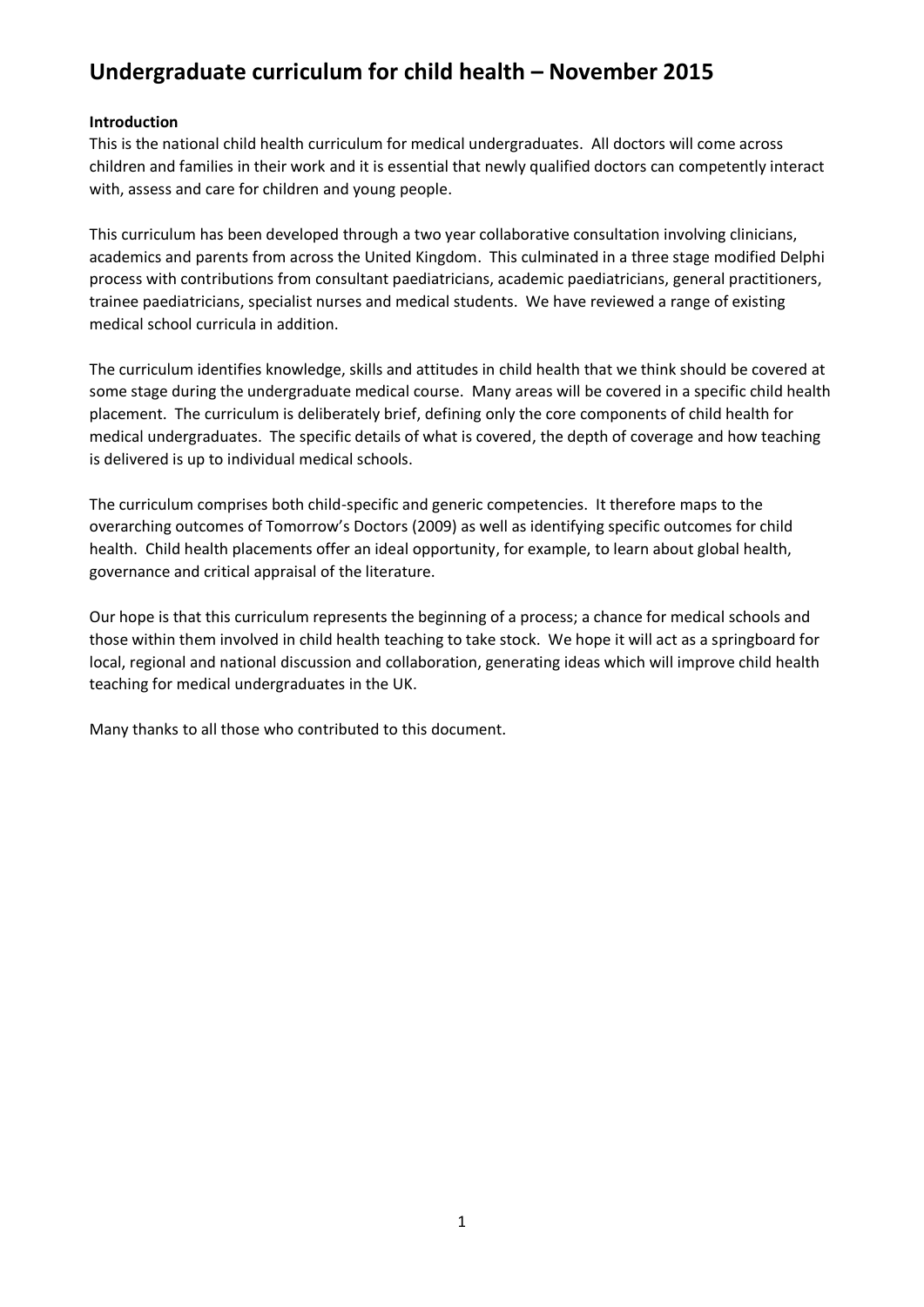# Undergraduate curriculum for child health – November 2015

**Introduction**

This is the national child health curriculum for medical undergraduates. All doctors will come across children and families in their work and it is essential that newly qualified doctors can competently interact with, assess and care for children and young people.

This curriculum has been developed through a two year collaborative consultation involving clinicians, academics and parents from across the United Kingdom. This culminated in a three stage modified Delphi process with contributions from consultant paediatricians, academic paediatricians, general practitioners, trainee paediatricians, specialist nurses and medical students. We have reviewed a range of existing medical school curricula in addition.

The curriculum identifies knowledge, skills and attitudes in child health that we think should be covered at some stage during the undergraduate medical course. Many areas will be covered in a specific child health placement. The curriculum is deliberately brief, defining only the core components of child health for medical undergraduates. The specific details of what is covered, the depth of coverage and how teaching is delivered is up to individual medical schools.

The curriculum comprises both child-specific and generic competencies. It therefore maps to the overarching outcomes of Tomorrow's Doctors (2009) as well as identifying specific outcomes for child health. Child health placements offer an ideal opportunity, for example, to learn about global health, governance and critical appraisal of the literature.

Our hope is that this curriculum represents the beginning of a process; a chance for medical schools and those within them involved in child health teaching to take stock. We hope it will act as a springboard for local, regional and national discussion and collaboration, generating ideas which will improve child health teaching for medical undergraduates in the UK.

Many thanks to all those who contributed to this document.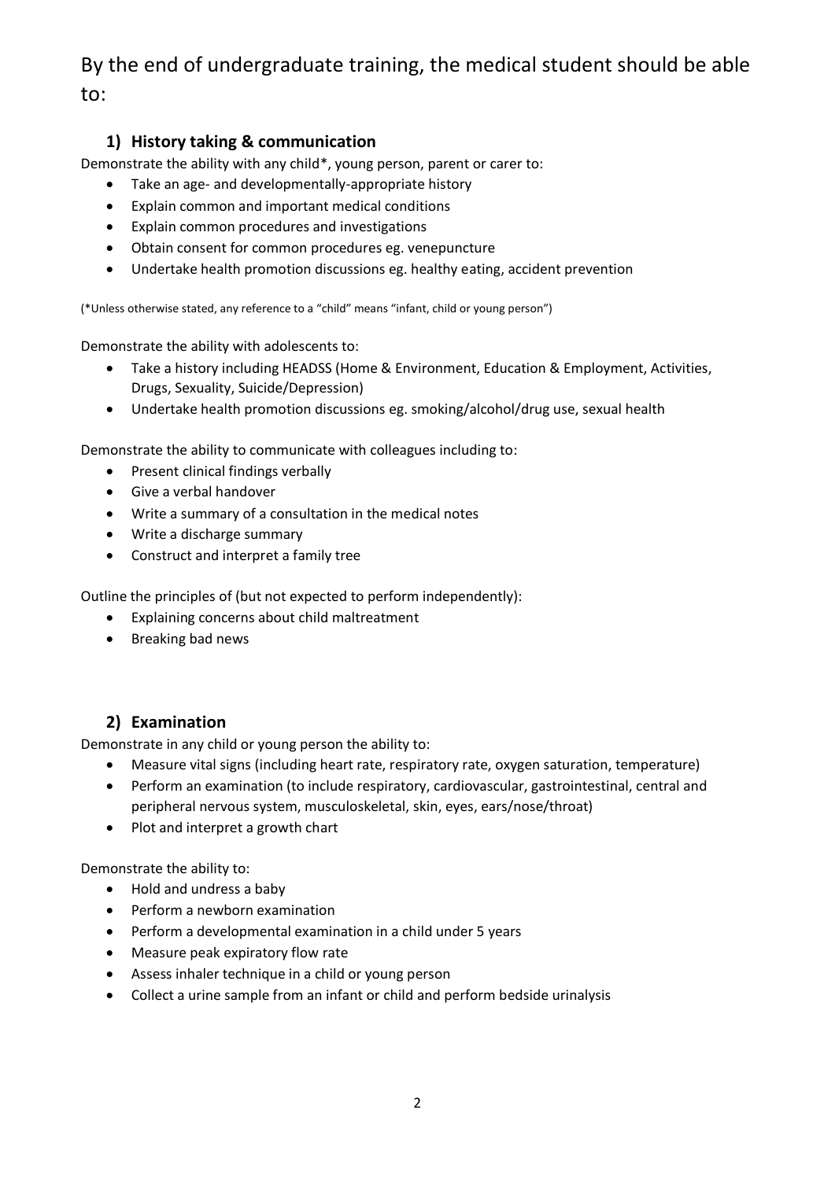# By the end of undergraduate training, the medical student should be able to:

## 1) History taking & communication

Demonstrate the ability with any child*, young person, parent or carer to:

- Take an age- and developmentally-appropriate history
- Explain common and important medical conditions
- Explain common procedures and investigations
- Obtain consent for common procedures eg. venepuncture
- Undertake health promotion discussions eg. healthy eating, accident prevention

(*Unless otherwise stated, any reference to a "child" means "infant, child or young person")

Demonstrate the ability with adolescents to:

- Take a history including HEADSS (Home & Environment, Education & Employment, Activities, Drugs, Sexuality, Suicide/Depression)
- Undertake health promotion discussions eg. smoking/alcohol/drug use, sexual health

Demonstrate the ability to communicate with colleagues including to:

- Present clinical findings verbally
- Give a verbal handover
- Write a summary of a consultation in the medical notes
- Write a discharge summary
- Construct and interpret a family tree

Outline the principles of (but not expected to perform independently):

- Explaining concerns about child maltreatment
- Breaking bad news

## 2) Examination

Demonstrate in any child or young person the ability to:

- Measure vital signs (including heart rate, respiratory rate, oxygen saturation, temperature)
- Perform an examination (to include respiratory, cardiovascular, gastrointestinal, central and peripheral nervous system, musculoskeletal, skin, eyes, ears/nose/throat)
- Plot and interpret a growth chart

Demonstrate the ability to:

- Hold and undress a baby
- Perform a newborn examination
- Perform a developmental examination in a child under 5 years
- Measure peak expiratory flow rate
- Assess inhaler technique in a child or young person
- Collect a urine sample from an infant or child and perform bedside urinalysis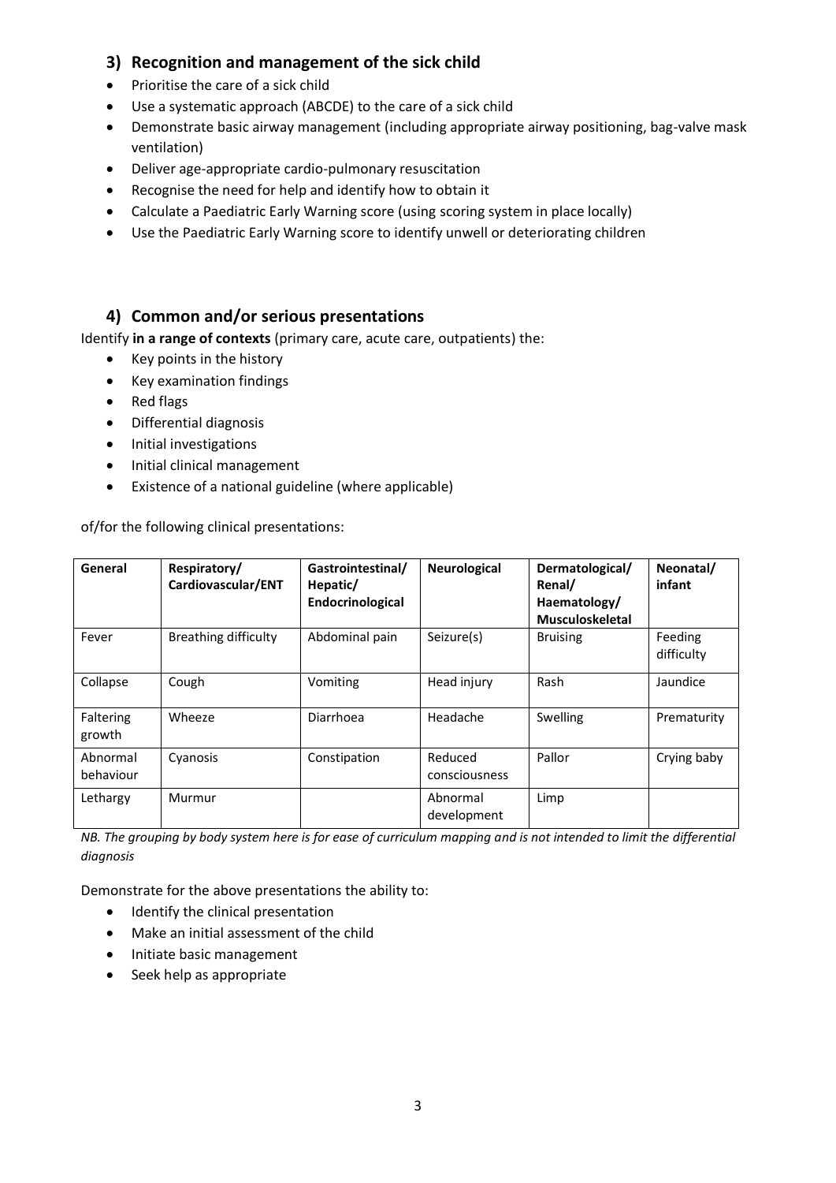## 3) Recognition and management of the sick child

- Prioritise the care of a sick child
- Use a systematic approach (ABCDE) to the care of a sick child
- Demonstrate basic airway management (including appropriate airway positioning, bag-valve mask ventilation)
- Deliver age-appropriate cardio-pulmonary resuscitation
- Recognise the need for help and identify how to obtain it
- Calculate a Paediatric Early Warning score (using scoring system in place locally)
- Use the Paediatric Early Warning score to identify unwell or deteriorating children

## 4) Common and/or serious presentations

Identify **in a range of contexts** (primary care, acute care, outpatients) the:

- Key points in the history
- Key examination findings
- Red flags
- Differential diagnosis
- Initial investigations
- Initial clinical management
- Existence of a national guideline (where applicable)

of/for the following clinical presentations:

| General | Respiratory/ Cardiovascular/ENT | Gastrointestinal/ Hepatic/ Endocrinological | Neurological | Dermatological/ Renal/ Haematology/ Musculoskeletal | Neonatal/ infant |
|---|---|---|---|---|---|
| Fever | Breathing difficulty | Abdominal pain | Seizure(s) | Bruising | Feeding difficulty |
| Collapse | Cough | Vomiting | Head injury | Rash | Jaundice |
| Faltering growth | Wheeze | Diarrhoea | Headache | Swelling | Prematurity |
| Abnormal behaviour | Cyanosis | Constipation | Reduced consciousness | Pallor | Crying baby |
| Lethargy | Murmur | | Abnormal development | Limp | |

*NB. The grouping by body system here is for ease of curriculum mapping and is not intended to limit the differential diagnosis*

Demonstrate for the above presentations the ability to:

- Identify the clinical presentation
- Make an initial assessment of the child
- Initiate basic management
- Seek help as appropriate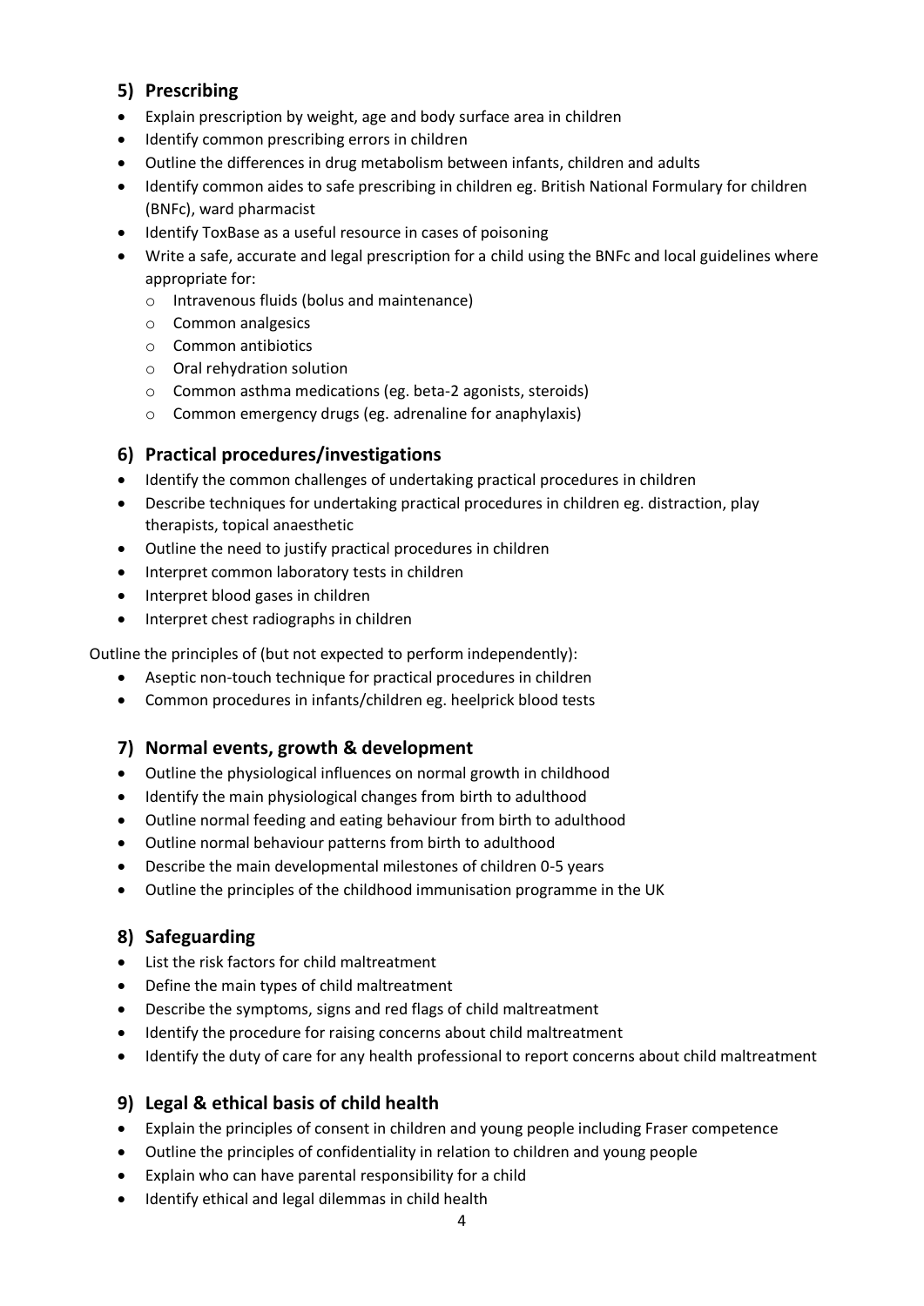## 5) Prescribing

- Explain prescription by weight, age and body surface area in children
- Identify common prescribing errors in children
- Outline the differences in drug metabolism between infants, children and adults
- Identify common aides to safe prescribing in children eg. British National Formulary for children (BNFc), ward pharmacist
- Identify ToxBase as a useful resource in cases of poisoning
- Write a safe, accurate and legal prescription for a child using the BNFc and local guidelines where appropriate for:
  - Intravenous fluids (bolus and maintenance)
  - Common analgesics
  - Common antibiotics
  - Oral rehydration solution
  - Common asthma medications (eg. beta-2 agonists, steroids)
  - Common emergency drugs (eg. adrenaline for anaphylaxis)

## 6) Practical procedures/investigations

- Identify the common challenges of undertaking practical procedures in children
- Describe techniques for undertaking practical procedures in children eg. distraction, play therapists, topical anaesthetic
- Outline the need to justify practical procedures in children
- Interpret common laboratory tests in children
- Interpret blood gases in children
- Interpret chest radiographs in children

Outline the principles of (but not expected to perform independently):

- Aseptic non-touch technique for practical procedures in children
- Common procedures in infants/children eg. heelprick blood tests

## 7) Normal events, growth & development

- Outline the physiological influences on normal growth in childhood
- Identify the main physiological changes from birth to adulthood
- Outline normal feeding and eating behaviour from birth to adulthood
- Outline normal behaviour patterns from birth to adulthood
- Describe the main developmental milestones of children 0-5 years
- Outline the principles of the childhood immunisation programme in the UK

## 8) Safeguarding

- List the risk factors for child maltreatment
- Define the main types of child maltreatment
- Describe the symptoms, signs and red flags of child maltreatment
- Identify the procedure for raising concerns about child maltreatment
- Identify the duty of care for any health professional to report concerns about child maltreatment

## 9) Legal & ethical basis of child health

- Explain the principles of consent in children and young people including Fraser competence
- Outline the principles of confidentiality in relation to children and young people
- Explain who can have parental responsibility for a child
- Identify ethical and legal dilemmas in child health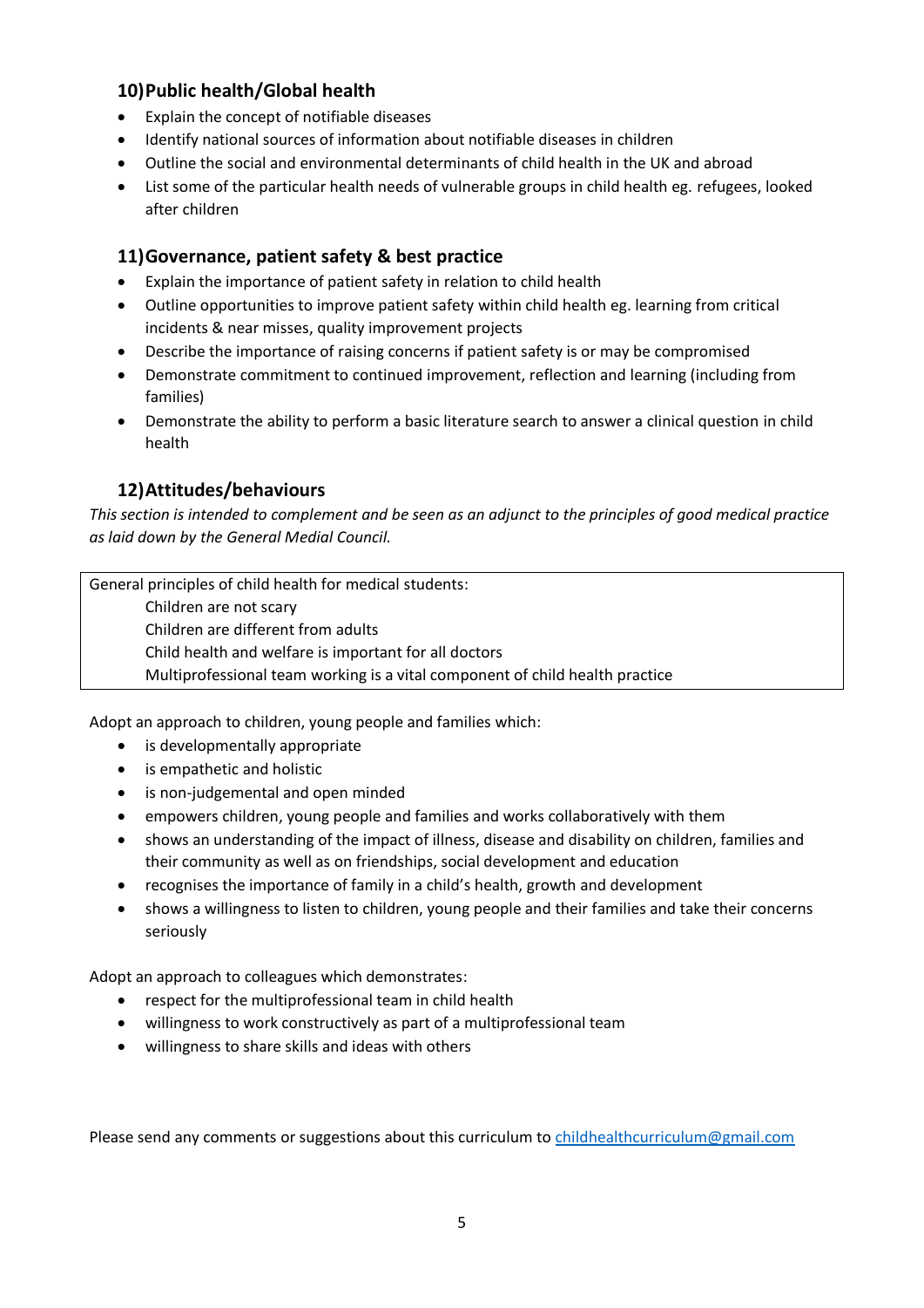## 10) Public health/Global health

- Explain the concept of notifiable diseases
- Identify national sources of information about notifiable diseases in children
- Outline the social and environmental determinants of child health in the UK and abroad
- List some of the particular health needs of vulnerable groups in child health eg. refugees, looked after children

## 11) Governance, patient safety & best practice

- Explain the importance of patient safety in relation to child health
- Outline opportunities to improve patient safety within child health eg. learning from critical incidents & near misses, quality improvement projects
- Describe the importance of raising concerns if patient safety is or may be compromised
- Demonstrate commitment to continued improvement, reflection and learning (including from families)
- Demonstrate the ability to perform a basic literature search to answer a clinical question in child health

## 12) Attitudes/behaviours

*This section is intended to complement and be seen as an adjunct to the principles of good medical practice as laid down by the General Medical Council.*

General principles of child health for medical students:

- Children are not scary
- Children are different from adults
- Child health and welfare is important for all doctors
- Multiprofessional team working is a vital component of child health practice

Adopt an approach to children, young people and families which:

- is developmentally appropriate
- is empathetic and holistic
- is non-judgemental and open minded
- empowers children, young people and families and works collaboratively with them
- shows an understanding of the impact of illness, disease and disability on children, families and their community as well as on friendships, social development and education
- recognises the importance of family in a child's health, growth and development
- shows a willingness to listen to children, young people and their families and take their concerns seriously

Adopt an approach to colleagues which demonstrates:

- respect for the multiprofessional team in child health
- willingness to work constructively as part of a multiprofessional team
- willingness to share skills and ideas with others

Please send any comments or suggestions about this curriculum to childhealthcurriculum@gmail.com